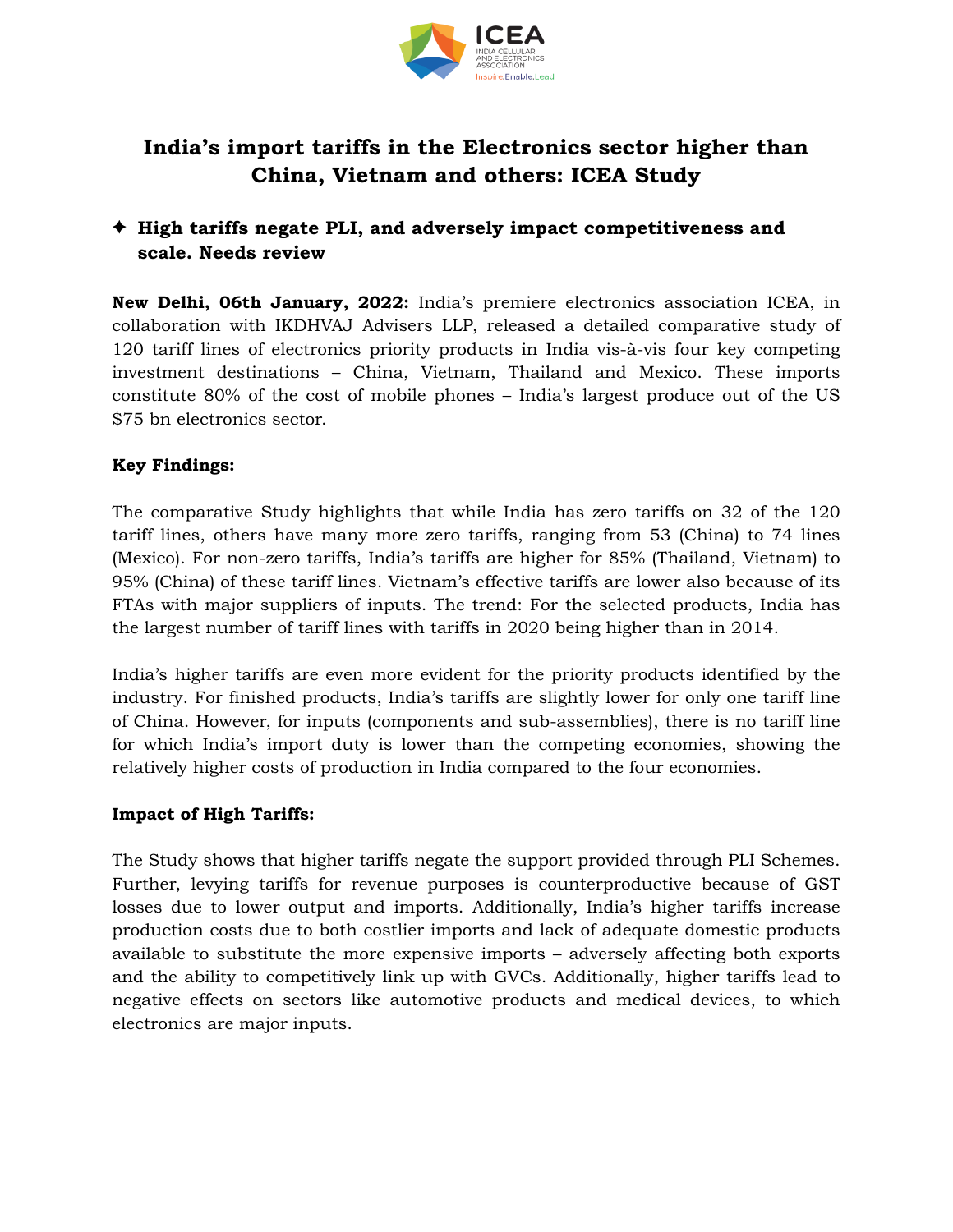# India's import tariffs in the Electronics sector higher than China, Vietnam and others: ICEA Study

✦ **High tariffs negate PLI, and adversely impact competitiveness and scale. Needs review**

**New Delhi, 06th January, 2022:** India's premiere electronics association ICEA, in collaboration with IKDHVAJ Advisers LLP, released a detailed comparative study of 120 tariff lines of electronics priority products in India vis-à-vis four key competing investment destinations – China, Vietnam, Thailand and Mexico. These imports constitute 80% of the cost of mobile phones – India's largest produce out of the US $75 bn electronics sector.

**Key Findings:**

The comparative Study highlights that while India has zero tariffs on 32 of the 120 tariff lines, others have many more zero tariffs, ranging from 53 (China) to 74 lines (Mexico). For non-zero tariffs, India's tariffs are higher for 85% (Thailand, Vietnam) to 95% (China) of these tariff lines. Vietnam's effective tariffs are lower also because of its FTAs with major suppliers of inputs. The trend: For the selected products, India has the largest number of tariff lines with tariffs in 2020 being higher than in 2014.

India's higher tariffs are even more evident for the priority products identified by the industry. For finished products, India's tariffs are slightly lower for only one tariff line of China. However, for inputs (components and sub-assemblies), there is no tariff line for which India's import duty is lower than the competing economies, showing the relatively higher costs of production in India compared to the four economies.

**Impact of High Tariffs:**

The Study shows that higher tariffs negate the support provided through PLI Schemes. Further, levying tariffs for revenue purposes is counterproductive because of GST losses due to lower output and imports. Additionally, India's higher tariffs increase production costs due to both costlier imports and lack of adequate domestic products available to substitute the more expensive imports – adversely affecting both exports and the ability to competitively link up with GVCs. Additionally, higher tariffs lead to negative effects on sectors like automotive products and medical devices, to which electronics are major inputs.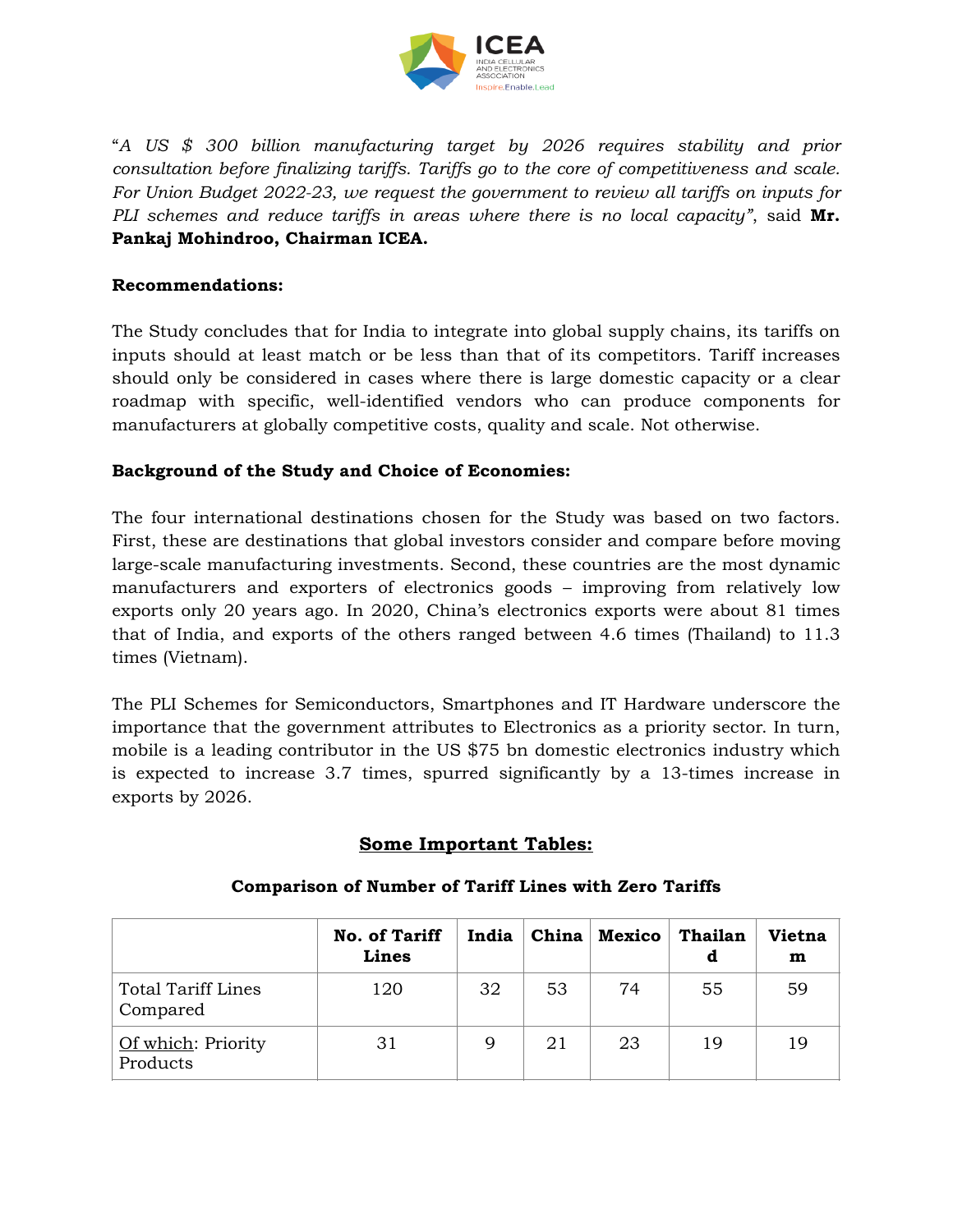"*A US $ 300 billion manufacturing target by 2026 requires stability and prior consultation before finalizing tariffs. Tariffs go to the core of competitiveness and scale. For Union Budget 2022-23, we request the government to review all tariffs on inputs for PLI schemes and reduce tariffs in areas where there is no local capacity*", said **Mr. Pankaj Mohindroo, Chairman ICEA.**

**Recommendations:**

The Study concludes that for India to integrate into global supply chains, its tariffs on inputs should at least match or be less than that of its competitors. Tariff increases should only be considered in cases where there is large domestic capacity or a clear roadmap with specific, well-identified vendors who can produce components for manufacturers at globally competitive costs, quality and scale. Not otherwise.

**Background of the Study and Choice of Economies:**

The four international destinations chosen for the Study was based on two factors. First, these are destinations that global investors consider and compare before moving large-scale manufacturing investments. Second, these countries are the most dynamic manufacturers and exporters of electronics goods – improving from relatively low exports only 20 years ago. In 2020, China's electronics exports were about 81 times that of India, and exports of the others ranged between 4.6 times (Thailand) to 11.3 times (Vietnam).

The PLI Schemes for Semiconductors, Smartphones and IT Hardware underscore the importance that the government attributes to Electronics as a priority sector. In turn, mobile is a leading contributor in the US $75 bn domestic electronics industry which is expected to increase 3.7 times, spurred significantly by a 13-times increase in exports by 2026.

## Some Important Tables:

**Comparison of Number of Tariff Lines with Zero Tariffs**

| | No. of Tariff Lines | India | China | Mexico | Thailand | Vietnam |
|---|---|---|---|---|---|---|
| Total Tariff Lines Compared | 120 | 32 | 53 | 74 | 55 | 59 |
| Of which: Priority Products | 31 | 9 | 21 | 23 | 19 | 19 |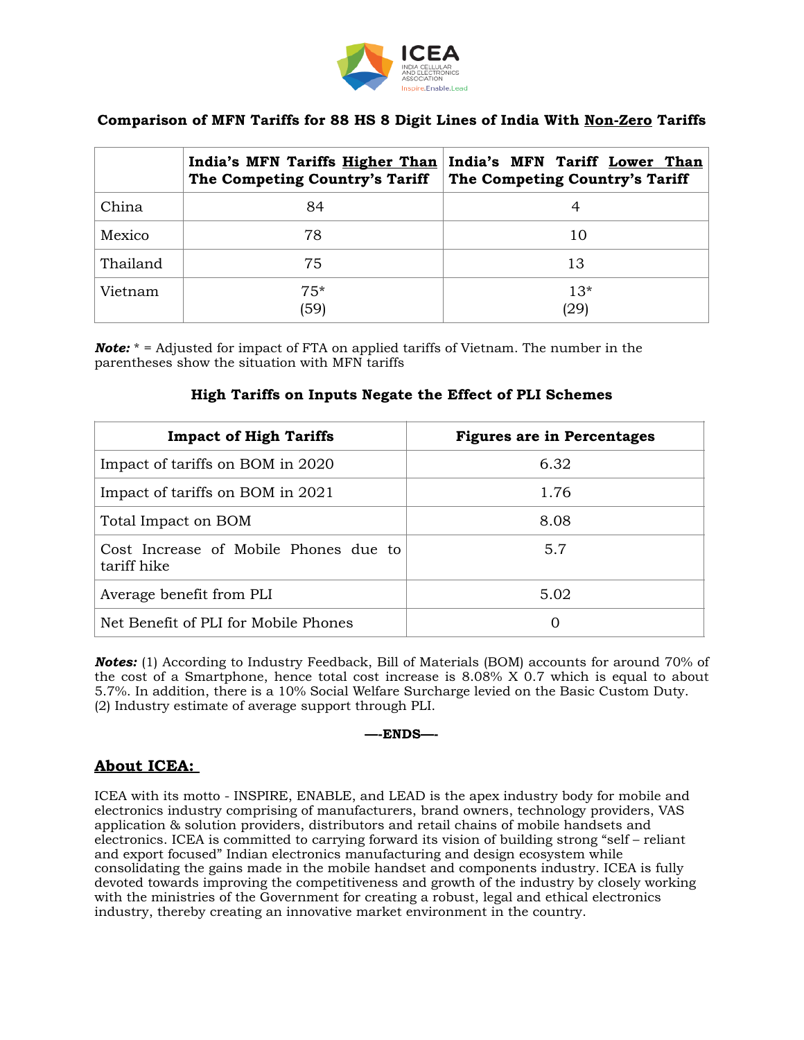**Comparison of MFN Tariffs for 88 HS 8 Digit Lines of India With Non-Zero Tariffs**

| | India's MFN Tariffs Higher Than The Competing Country's Tariff | India's MFN Tariff Lower Than The Competing Country's Tariff |
|---|---|---|
| China | 84 | 4 |
| Mexico | 78 | 10 |
| Thailand | 75 | 13 |
| Vietnam | 75* (59) | 13* (29) |

***Note:*** * = Adjusted for impact of FTA on applied tariffs of Vietnam. The number in the parentheses show the situation with MFN tariffs

**High Tariffs on Inputs Negate the Effect of PLI Schemes**

| Impact of High Tariffs | Figures are in Percentages |
|---|---|
| Impact of tariffs on BOM in 2020 | 6.32 |
| Impact of tariffs on BOM in 2021 | 1.76 |
| Total Impact on BOM | 8.08 |
| Cost Increase of Mobile Phones due to tariff hike | 5.7 |
| Average benefit from PLI | 5.02 |
| Net Benefit of PLI for Mobile Phones | 0 |

***Notes:*** (1) According to Industry Feedback, Bill of Materials (BOM) accounts for around 70% of the cost of a Smartphone, hence total cost increase is 8.08% X 0.7 which is equal to about 5.7%. In addition, there is a 10% Social Welfare Surcharge levied on the Basic Custom Duty.
(2) Industry estimate of average support through PLI.

**—-ENDS—-**

## About ICEA:

ICEA with its motto - INSPIRE, ENABLE, and LEAD is the apex industry body for mobile and electronics industry comprising of manufacturers, brand owners, technology providers, VAS application & solution providers, distributors and retail chains of mobile handsets and electronics. ICEA is committed to carrying forward its vision of building strong "self – reliant and export focused" Indian electronics manufacturing and design ecosystem while consolidating the gains made in the mobile handset and components industry. ICEA is fully devoted towards improving the competitiveness and growth of the industry by closely working with the ministries of the Government for creating a robust, legal and ethical electronics industry, thereby creating an innovative market environment in the country.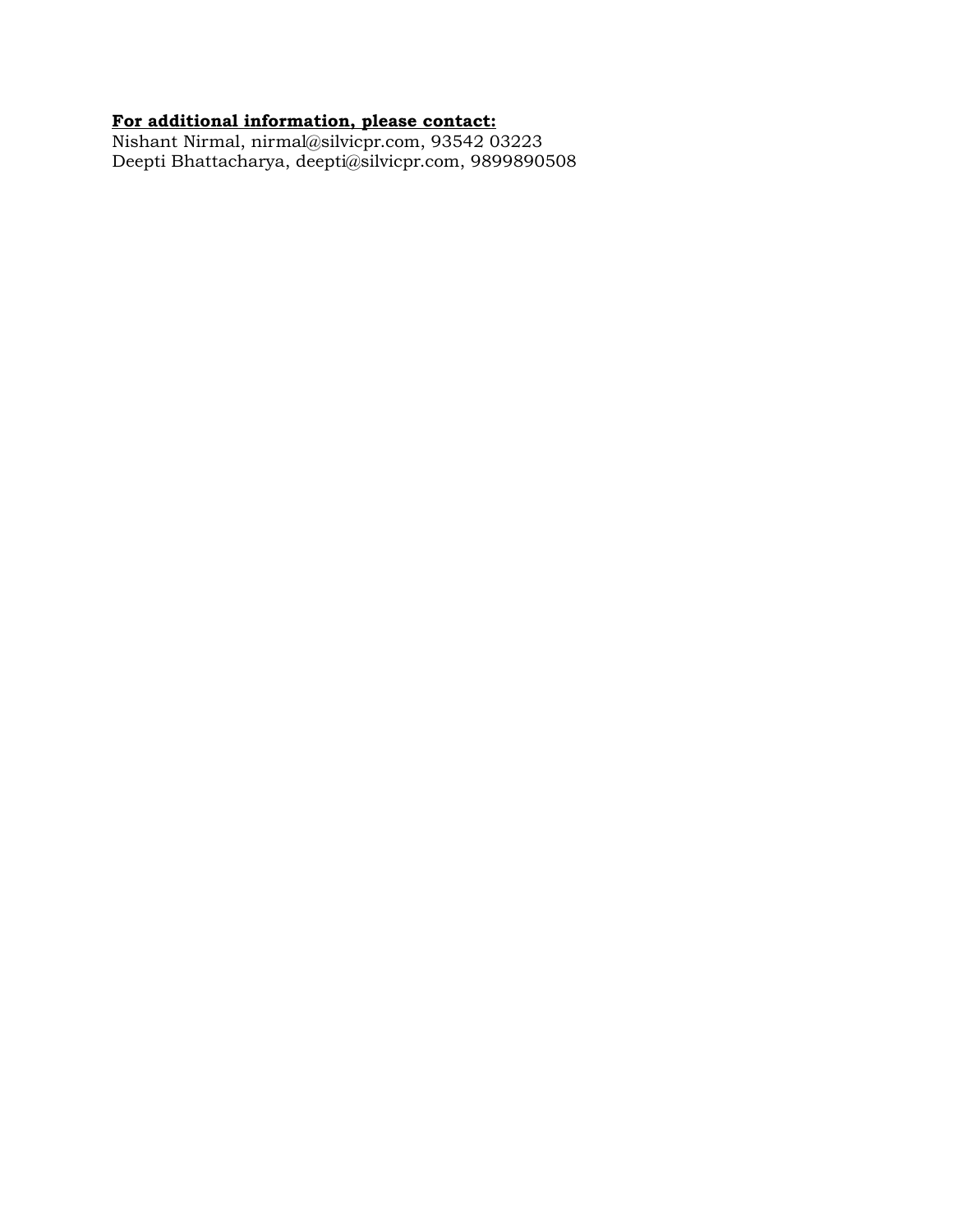<u>**For additional information, please contact:**</u>
Nishant Nirmal, nirmal@silvicpr.com, 93542 03223
Deepti Bhattacharya, deepti@silvicpr.com, 9899890508